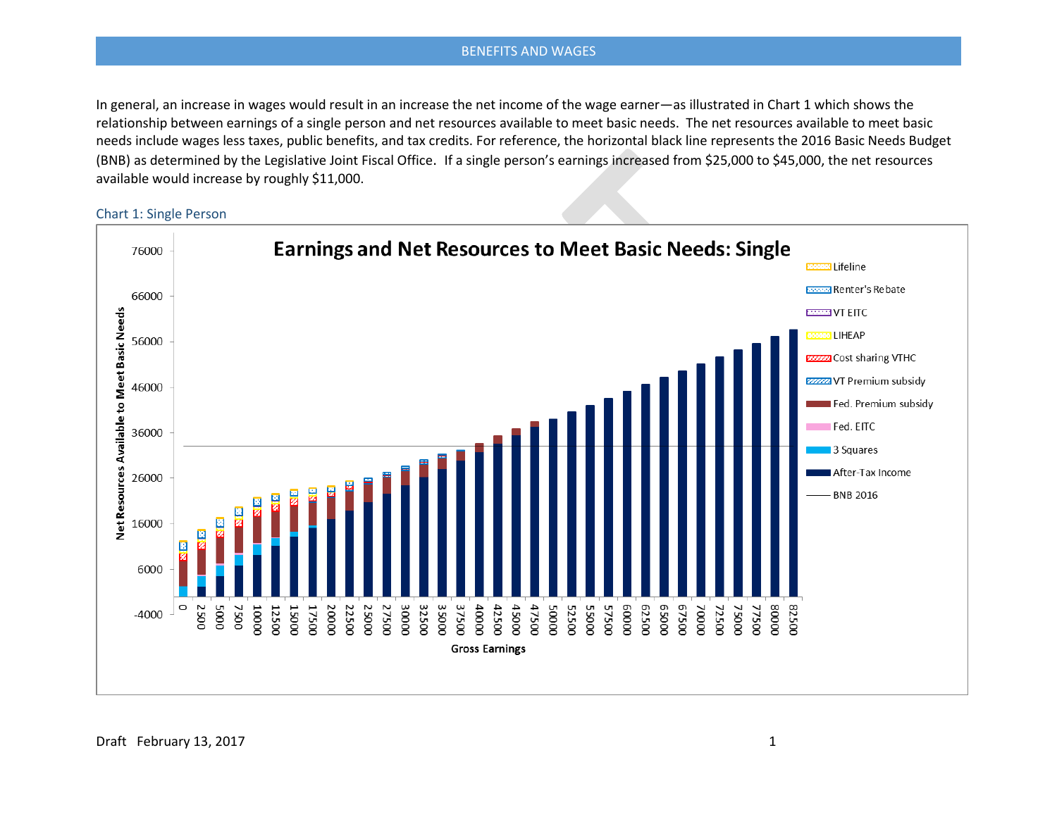## BENEFITS AND WAGES

In general, an increase in wages would result in an increase the net income of the wage earner—as illustrated in Chart 1 which shows the relationship between earnings of a single person and net resources available to meet basic needs. The net resources available to meet basic needs include wages less taxes, public benefits, and tax credits. For reference, the horizontal black line represents the 2016 Basic Needs Budget (BNB) as determined by the Legislative Joint Fiscal Office. If a single person's earnings increased from $25,000 to $45,000, the net resources available would increase by roughly $11,000.

### Chart 1: Single Person

**Earnings and Net Resources to Meet Basic Needs: Single**

Y-axis: Net Resources Available to Meet Basic Needs (-4000 to 76000)

X-axis: Gross Earnings (0 to 82500)

Legend: Lifeline; Renter's Rebate; VT EITC; LIHEAP; Cost sharing VTHC; VT Premium subsidy; Fed. Premium subsidy; Fed. EITC; 3 Squares; After-Tax Income; BNB 2016

Draft February 13, 2017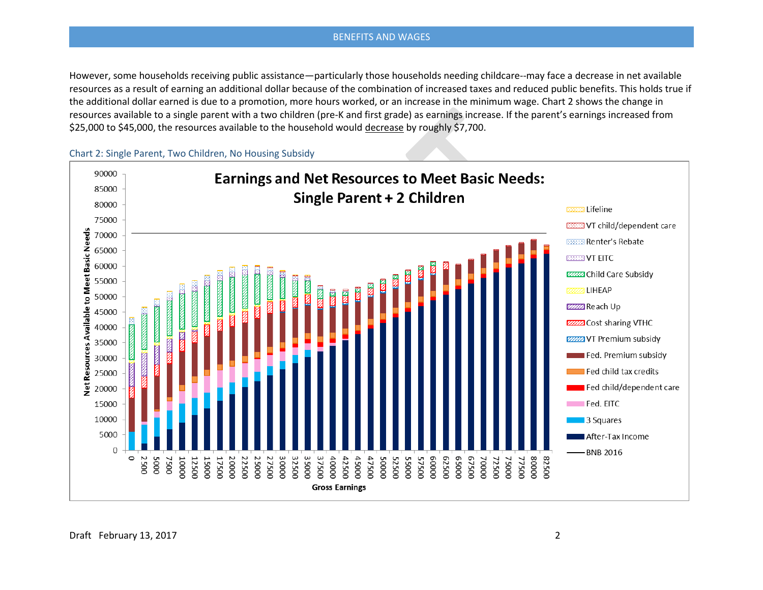However, some households receiving public assistance—particularly those households needing childcare--may face a decrease in net available resources as a result of earning an additional dollar because of the combination of increased taxes and reduced public benefits. This holds true if the additional dollar earned is due to a promotion, more hours worked, or an increase in the minimum wage. Chart 2 shows the change in resources available to a single parent with a two children (pre-K and first grade) as earnings increase. If the parent's earnings increased from $25,000 to $45,000, the resources available to the household would decrease by roughly $7,700.

### Chart 2: Single Parent, Two Children, No Housing Subsidy

**Earnings and Net Resources to Meet Basic Needs: Single Parent + 2 Children**

Y-axis: Net Resources Available to Meet Basic Needs (0–90000)

X-axis: Gross Earnings (0–82500)

Legend: Lifeline; VT child/dependent care; Renter's Rebate; VT EITC; Child Care Subsidy; LIHEAP; Reach Up; Cost sharing VTHC; VT Premium subsidy; Fed. Premium subsidy; Fed child tax credits; Fed child/dependent care; Fed. EITC; 3 Squares; After-Tax Income; BNB 2016

Draft February 13, 2017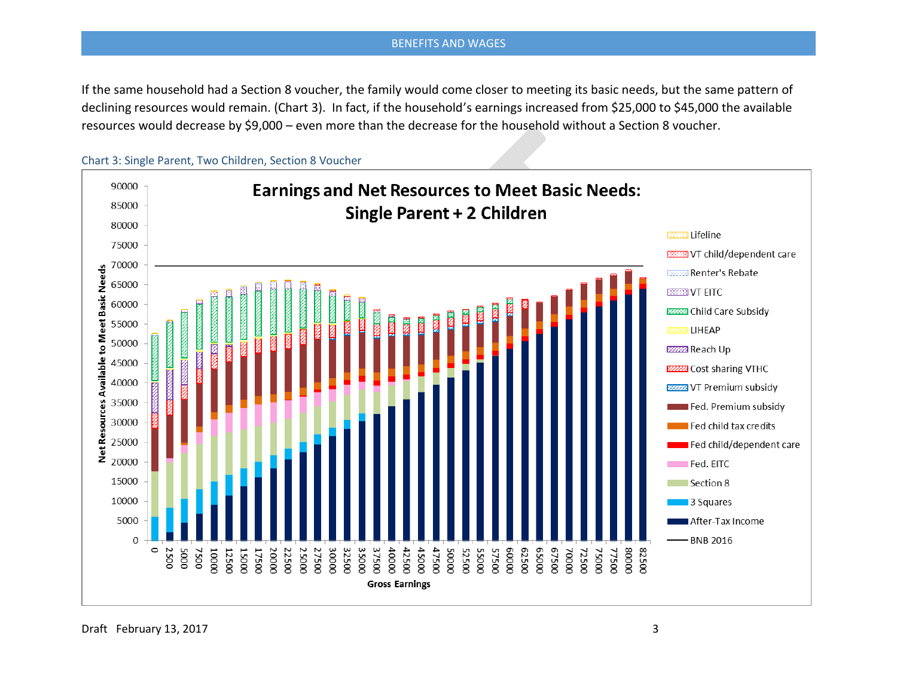If the same household had a Section 8 voucher, the family would come closer to meeting its basic needs, but the same pattern of declining resources would remain. (Chart 3). In fact, if the household's earnings increased from $25,000 to $45,000 the available resources would decrease by $9,000 – even more than the decrease for the household without a Section 8 voucher.

Chart 3: Single Parent, Two Children, Section 8 Voucher

**Earnings and Net Resources to Meet Basic Needs: Single Parent + 2 Children**

Net Resources Available to Meet Basic Needs (y-axis: 0–90000); Gross Earnings (x-axis: 0–82500)

Legend: Lifeline, VT child/dependent care, Renter's Rebate, VT EITC, Child Care Subsidy, LIHEAP, Reach Up, Cost sharing VTHC, VT Premium subsidy, Fed. Premium subsidy, Fed child tax credits, Fed child/dependent care, Fed. EITC, Section 8, 3 Squares, After-Tax Income, BNB 2016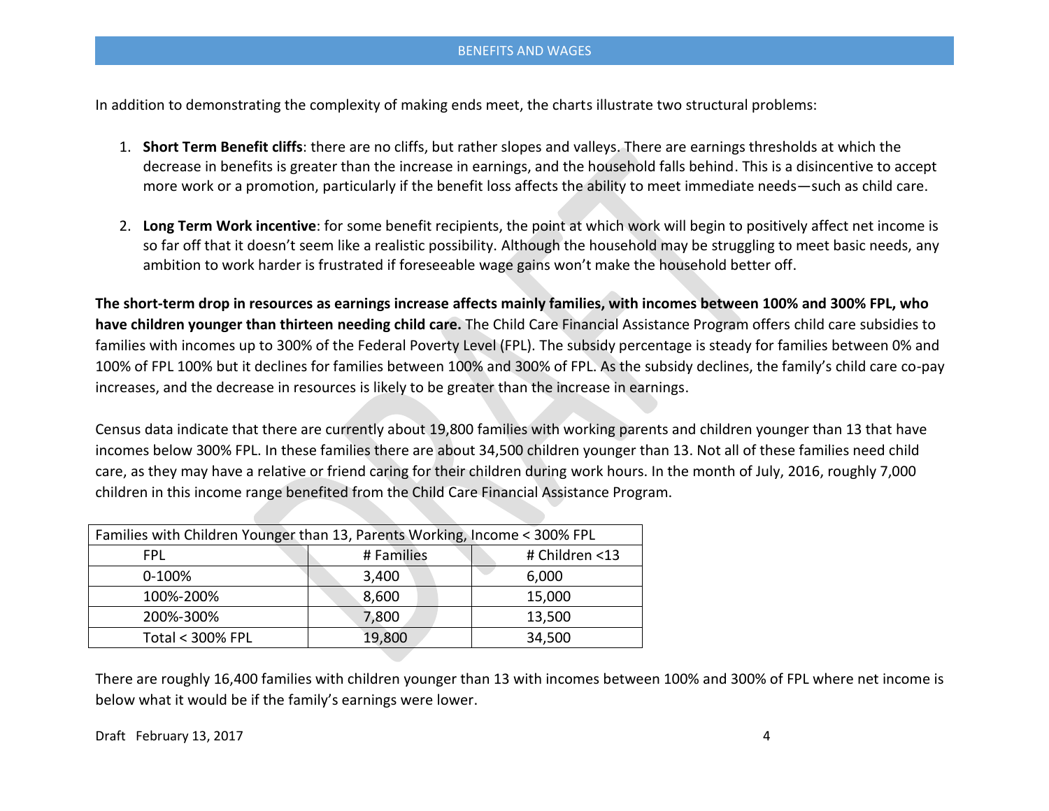In addition to demonstrating the complexity of making ends meet, the charts illustrate two structural problems:

1. **Short Term Benefit cliffs**: there are no cliffs, but rather slopes and valleys. There are earnings thresholds at which the decrease in benefits is greater than the increase in earnings, and the household falls behind. This is a disincentive to accept more work or a promotion, particularly if the benefit loss affects the ability to meet immediate needs—such as child care.

2. **Long Term Work incentive**: for some benefit recipients, the point at which work will begin to positively affect net income is so far off that it doesn't seem like a realistic possibility. Although the household may be struggling to meet basic needs, any ambition to work harder is frustrated if foreseeable wage gains won't make the household better off.

**The short-term drop in resources as earnings increase affects mainly families, with incomes between 100% and 300% FPL, who have children younger than thirteen needing child care.** The Child Care Financial Assistance Program offers child care subsidies to families with incomes up to 300% of the Federal Poverty Level (FPL). The subsidy percentage is steady for families between 0% and 100% of FPL 100% but it declines for families between 100% and 300% of FPL. As the subsidy declines, the family's child care co-pay increases, and the decrease in resources is likely to be greater than the increase in earnings.

Census data indicate that there are currently about 19,800 families with working parents and children younger than 13 that have incomes below 300% FPL. In these families there are about 34,500 children younger than 13. Not all of these families need child care, as they may have a relative or friend caring for their children during work hours. In the month of July, 2016, roughly 7,000 children in this income range benefited from the Child Care Financial Assistance Program.

| Families with Children Younger than 13, Parents Working, Income < 300% FPL | | |
|---|---|---|
| FPL | # Families | # Children <13 |
| 0-100% | 3,400 | 6,000 |
| 100%-200% | 8,600 | 15,000 |
| 200%-300% | 7,800 | 13,500 |
| Total < 300% FPL | 19,800 | 34,500 |

There are roughly 16,400 families with children younger than 13 with incomes between 100% and 300% of FPL where net income is below what it would be if the family's earnings were lower.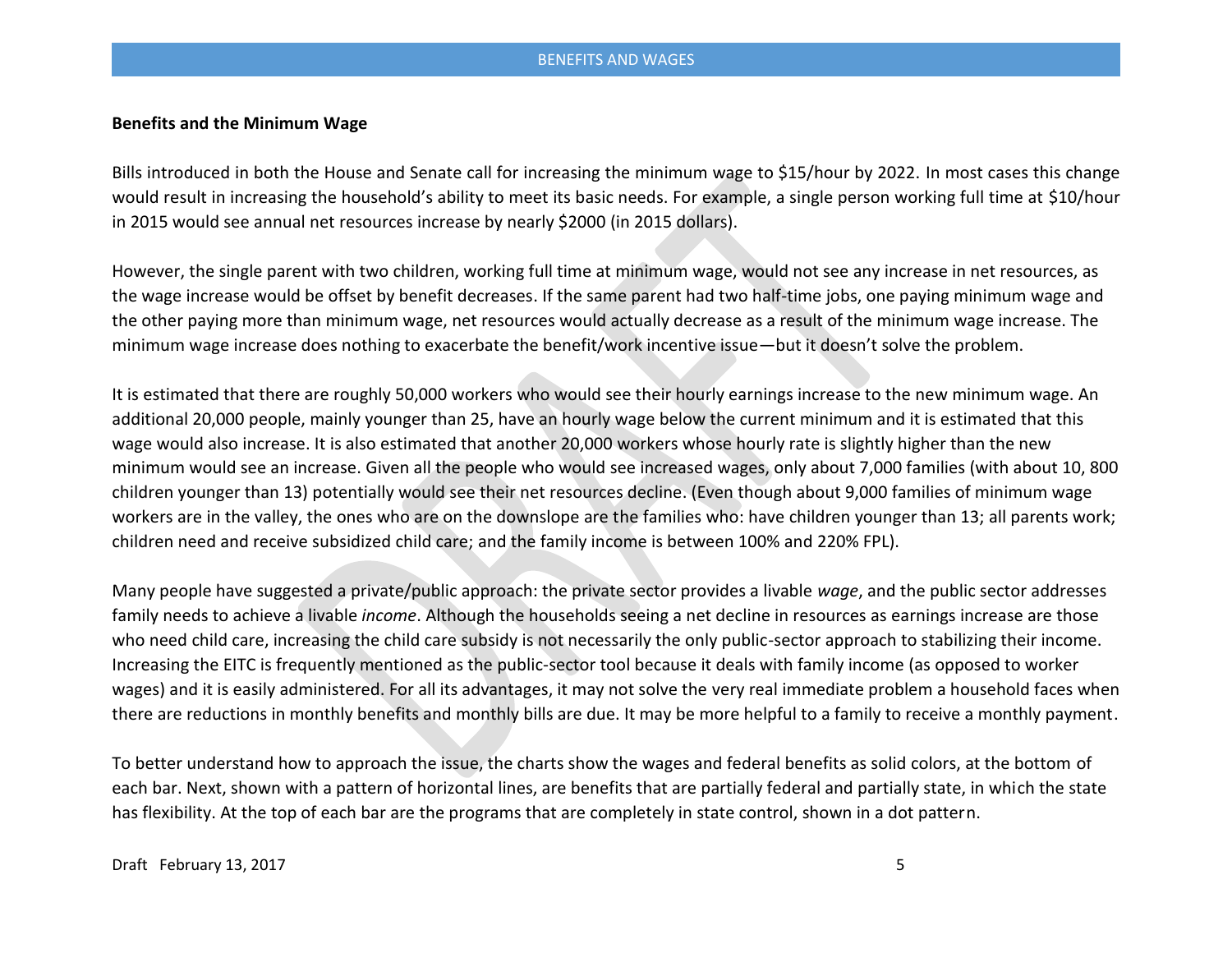**Benefits and the Minimum Wage**

Bills introduced in both the House and Senate call for increasing the minimum wage to $15/hour by 2022. In most cases this change would result in increasing the household's ability to meet its basic needs. For example, a single person working full time at $10/hour in 2015 would see annual net resources increase by nearly $2000 (in 2015 dollars).

However, the single parent with two children, working full time at minimum wage, would not see any increase in net resources, as the wage increase would be offset by benefit decreases. If the same parent had two half-time jobs, one paying minimum wage and the other paying more than minimum wage, net resources would actually decrease as a result of the minimum wage increase. The minimum wage increase does nothing to exacerbate the benefit/work incentive issue—but it doesn't solve the problem.

It is estimated that there are roughly 50,000 workers who would see their hourly earnings increase to the new minimum wage. An additional 20,000 people, mainly younger than 25, have an hourly wage below the current minimum and it is estimated that this wage would also increase. It is also estimated that another 20,000 workers whose hourly rate is slightly higher than the new minimum would see an increase. Given all the people who would see increased wages, only about 7,000 families (with about 10, 800 children younger than 13) potentially would see their net resources decline. (Even though about 9,000 families of minimum wage workers are in the valley, the ones who are on the downslope are the families who: have children younger than 13; all parents work; children need and receive subsidized child care; and the family income is between 100% and 220% FPL).

Many people have suggested a private/public approach: the private sector provides a livable *wage*, and the public sector addresses family needs to achieve a livable *income*. Although the households seeing a net decline in resources as earnings increase are those who need child care, increasing the child care subsidy is not necessarily the only public-sector approach to stabilizing their income. Increasing the EITC is frequently mentioned as the public-sector tool because it deals with family income (as opposed to worker wages) and it is easily administered. For all its advantages, it may not solve the very real immediate problem a household faces when there are reductions in monthly benefits and monthly bills are due. It may be more helpful to a family to receive a monthly payment.

To better understand how to approach the issue, the charts show the wages and federal benefits as solid colors, at the bottom of each bar. Next, shown with a pattern of horizontal lines, are benefits that are partially federal and partially state, in which the state has flexibility. At the top of each bar are the programs that are completely in state control, shown in a dot pattern.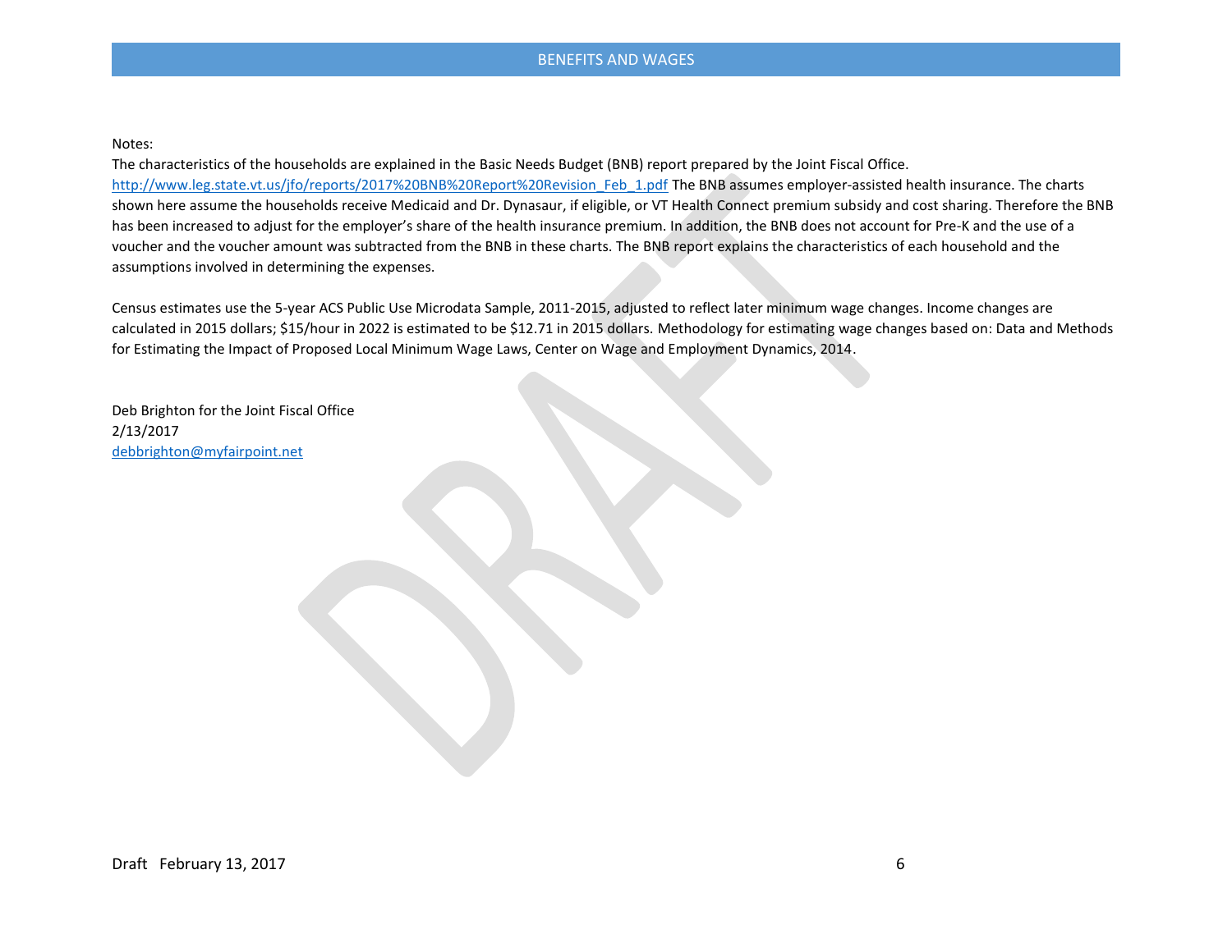Notes:

The characteristics of the households are explained in the Basic Needs Budget (BNB) report prepared by the Joint Fiscal Office. http://www.leg.state.vt.us/jfo/reports/2017%20BNB%20Report%20Revision_Feb_1.pdf The BNB assumes employer-assisted health insurance. The charts shown here assume the households receive Medicaid and Dr. Dynasaur, if eligible, or VT Health Connect premium subsidy and cost sharing. Therefore the BNB has been increased to adjust for the employer's share of the health insurance premium. In addition, the BNB does not account for Pre-K and the use of a voucher and the voucher amount was subtracted from the BNB in these charts. The BNB report explains the characteristics of each household and the assumptions involved in determining the expenses.

Census estimates use the 5-year ACS Public Use Microdata Sample, 2011-2015, adjusted to reflect later minimum wage changes. Income changes are calculated in 2015 dollars; $15/hour in 2022 is estimated to be $12.71 in 2015 dollars. Methodology for estimating wage changes based on: Data and Methods for Estimating the Impact of Proposed Local Minimum Wage Laws, Center on Wage and Employment Dynamics, 2014.

Deb Brighton for the Joint Fiscal Office  
2/13/2017  
debbrighton@myfairpoint.net